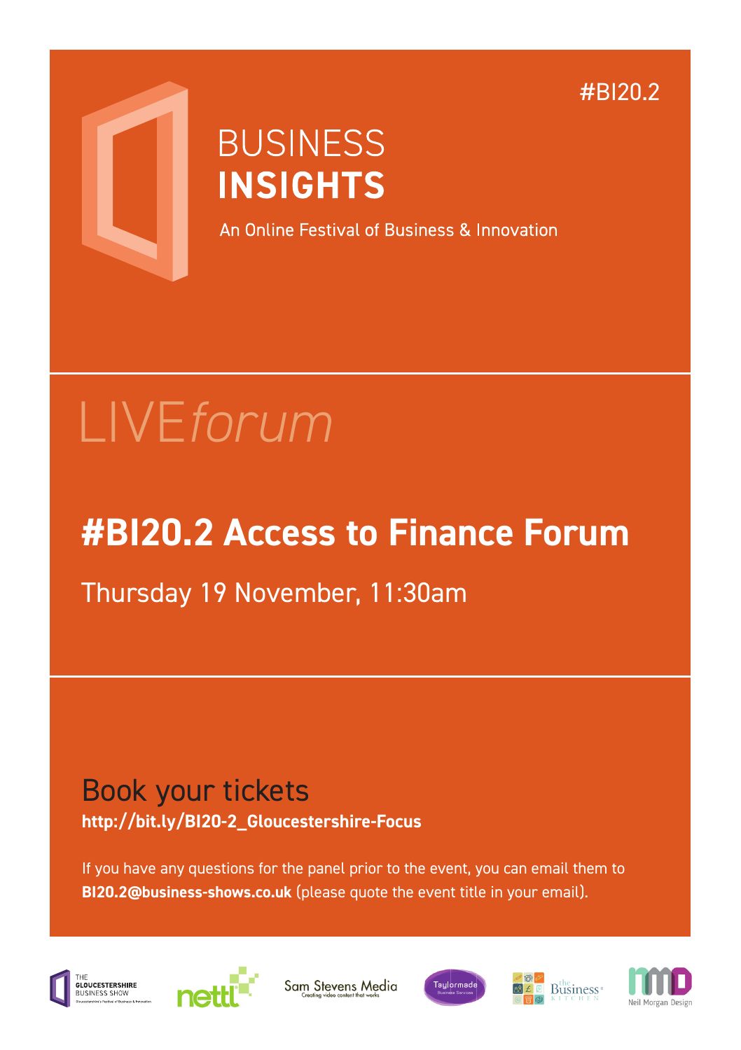#BI20.2

# BUSINESS **INSIGHTS**

An Online Festival of Business & Innovation

LIVE*forum*

## #BI20.2 Access to Finance Forum

Thursday 19 November, 11:30am

### Book your tickets

**http://bit.ly/BI20-2_Gloucestershire-Focus**

If you have any questions for the panel prior to the event, you can email them to **BI20.2@business-shows.co.uk** (please quote the event title in your email).

THE GLOUCESTERSHIRE BUSINESS SHOW — Gloucestershire's Festival of Business & Innovation

nettl

Sam Stevens Media — Creating video content that works

Taylormade Business Services

the Business Kitchen

Neil Morgan Design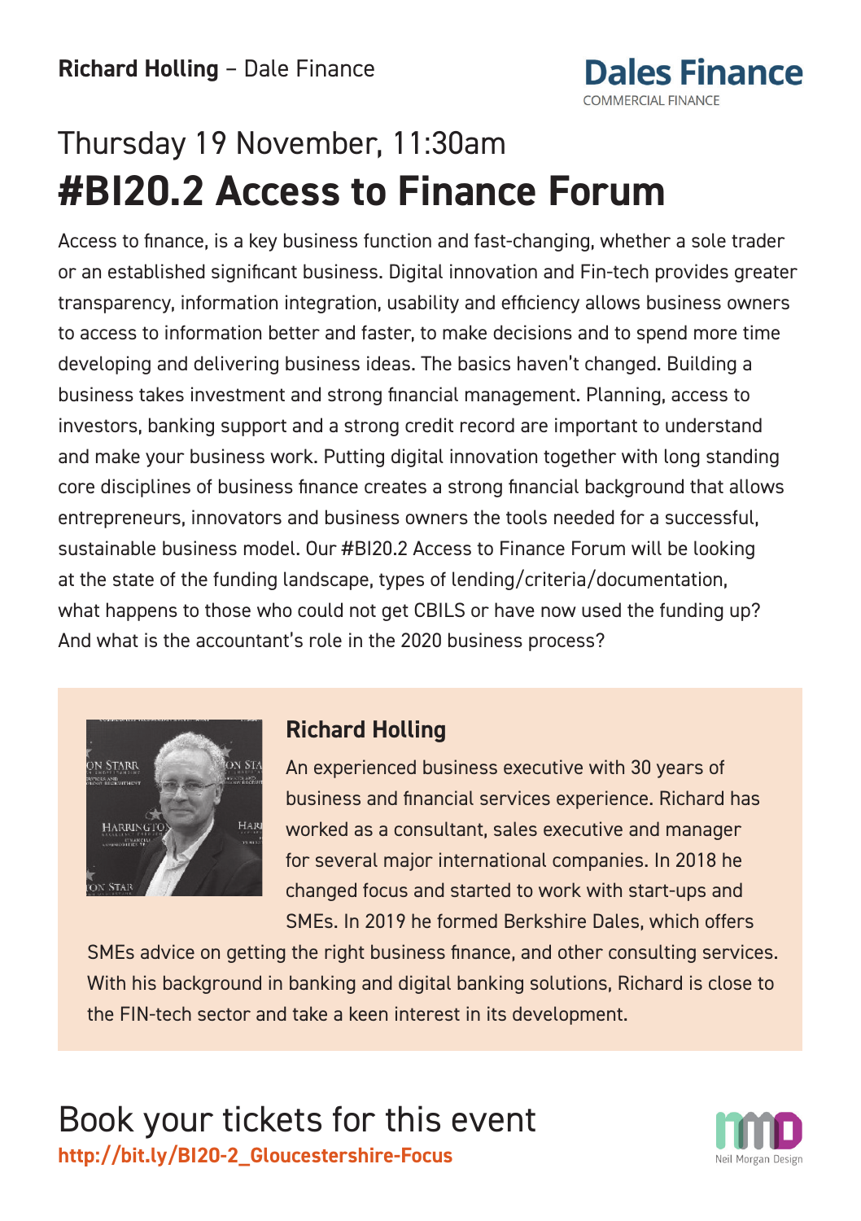**Richard Holling** – Dale Finance

Dales Finance
COMMERCIAL FINANCE

## Thursday 19 November, 11:30am

# #BI20.2 Access to Finance Forum

Access to finance, is a key business function and fast-changing, whether a sole trader or an established significant business. Digital innovation and Fin-tech provides greater transparency, information integration, usability and efficiency allows business owners to access to information better and faster, to make decisions and to spend more time developing and delivering business ideas. The basics haven't changed. Building a business takes investment and strong financial management. Planning, access to investors, banking support and a strong credit record are important to understand and make your business work. Putting digital innovation together with long standing core disciplines of business finance creates a strong financial background that allows entrepreneurs, innovators and business owners the tools needed for a successful, sustainable business model. Our #BI20.2 Access to Finance Forum will be looking at the state of the funding landscape, types of lending/criteria/documentation, what happens to those who could not get CBILS or have now used the funding up? And what is the accountant's role in the 2020 business process?

### Richard Holling

An experienced business executive with 30 years of business and financial services experience. Richard has worked as a consultant, sales executive and manager for several major international companies. In 2018 he changed focus and started to work with start-ups and SMEs. In 2019 he formed Berkshire Dales, which offers SMEs advice on getting the right business finance, and other consulting services. With his background in banking and digital banking solutions, Richard is close to the FIN-tech sector and take a keen interest in its development.

## Book your tickets for this event

**http://bit.ly/BI20-2_Gloucestershire-Focus**

Neil Morgan Design